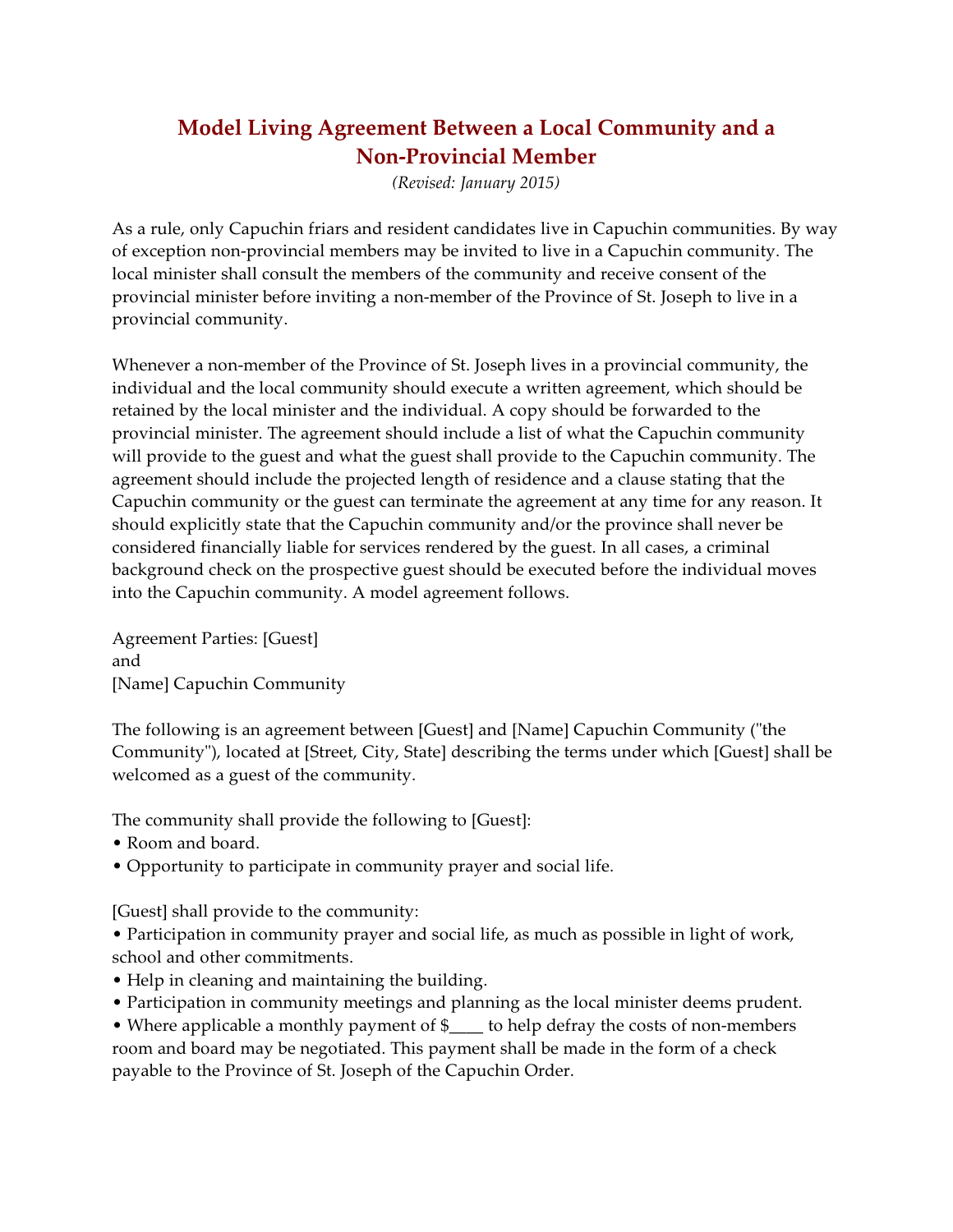# Model Living Agreement Between a Local Community and a Non-Provincial Member

*(Revised: January 2015)*

As a rule, only Capuchin friars and resident candidates live in Capuchin communities. By way of exception non-provincial members may be invited to live in a Capuchin community. The local minister shall consult the members of the community and receive consent of the provincial minister before inviting a non-member of the Province of St. Joseph to live in a provincial community.

Whenever a non-member of the Province of St. Joseph lives in a provincial community, the individual and the local community should execute a written agreement, which should be retained by the local minister and the individual. A copy should be forwarded to the provincial minister. The agreement should include a list of what the Capuchin community will provide to the guest and what the guest shall provide to the Capuchin community. The agreement should include the projected length of residence and a clause stating that the Capuchin community or the guest can terminate the agreement at any time for any reason. It should explicitly state that the Capuchin community and/or the province shall never be considered financially liable for services rendered by the guest. In all cases, a criminal background check on the prospective guest should be executed before the individual moves into the Capuchin community. A model agreement follows.

Agreement Parties: [Guest]
and
[Name] Capuchin Community

The following is an agreement between [Guest] and [Name] Capuchin Community ("the Community"), located at [Street, City, State] describing the terms under which [Guest] shall be welcomed as a guest of the community.

The community shall provide the following to [Guest]:

- Room and board.
- Opportunity to participate in community prayer and social life.

[Guest] shall provide to the community:

- Participation in community prayer and social life, as much as possible in light of work, school and other commitments.
- Help in cleaning and maintaining the building.
- Participation in community meetings and planning as the local minister deems prudent.
- Where applicable a monthly payment of $____ to help defray the costs of non-members room and board may be negotiated. This payment shall be made in the form of a check payable to the Province of St. Joseph of the Capuchin Order.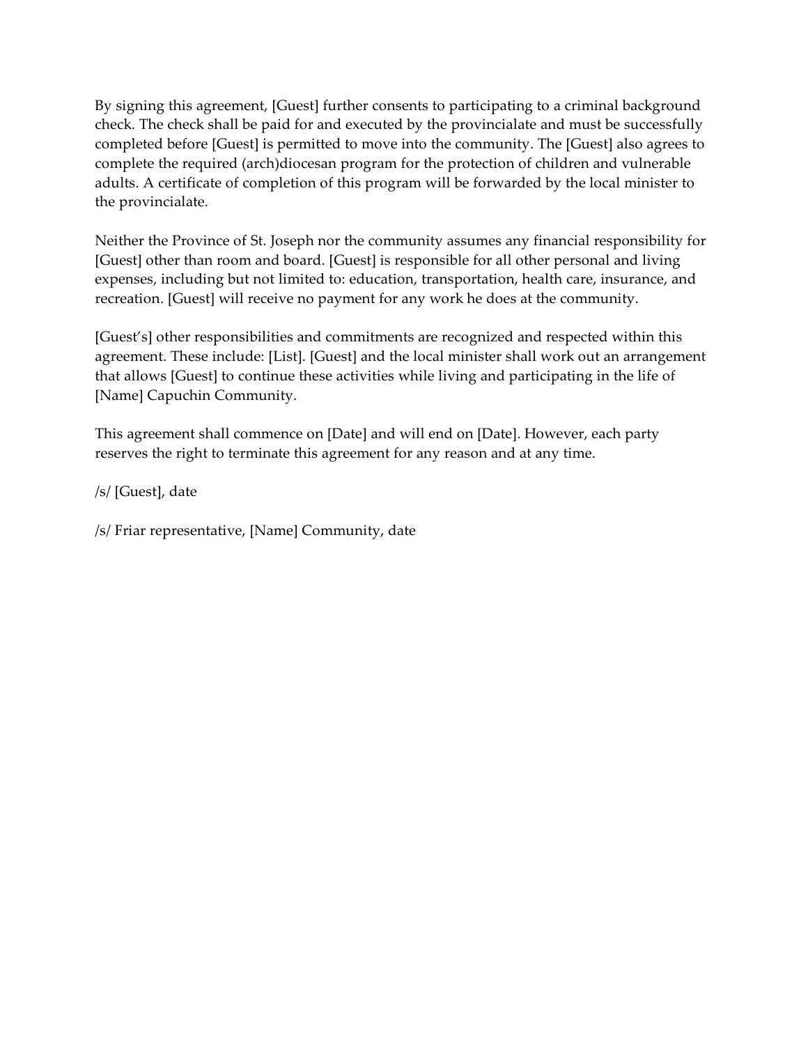By signing this agreement, [Guest] further consents to participating to a criminal background check. The check shall be paid for and executed by the provincialate and must be successfully completed before [Guest] is permitted to move into the community. The [Guest] also agrees to complete the required (arch)diocesan program for the protection of children and vulnerable adults. A certificate of completion of this program will be forwarded by the local minister to the provincialate.

Neither the Province of St. Joseph nor the community assumes any financial responsibility for [Guest] other than room and board. [Guest] is responsible for all other personal and living expenses, including but not limited to: education, transportation, health care, insurance, and recreation. [Guest] will receive no payment for any work he does at the community.

[Guest's] other responsibilities and commitments are recognized and respected within this agreement. These include: [List]. [Guest] and the local minister shall work out an arrangement that allows [Guest] to continue these activities while living and participating in the life of [Name] Capuchin Community.

This agreement shall commence on [Date] and will end on [Date]. However, each party reserves the right to terminate this agreement for any reason and at any time.

/s/ [Guest], date

/s/ Friar representative, [Name] Community, date